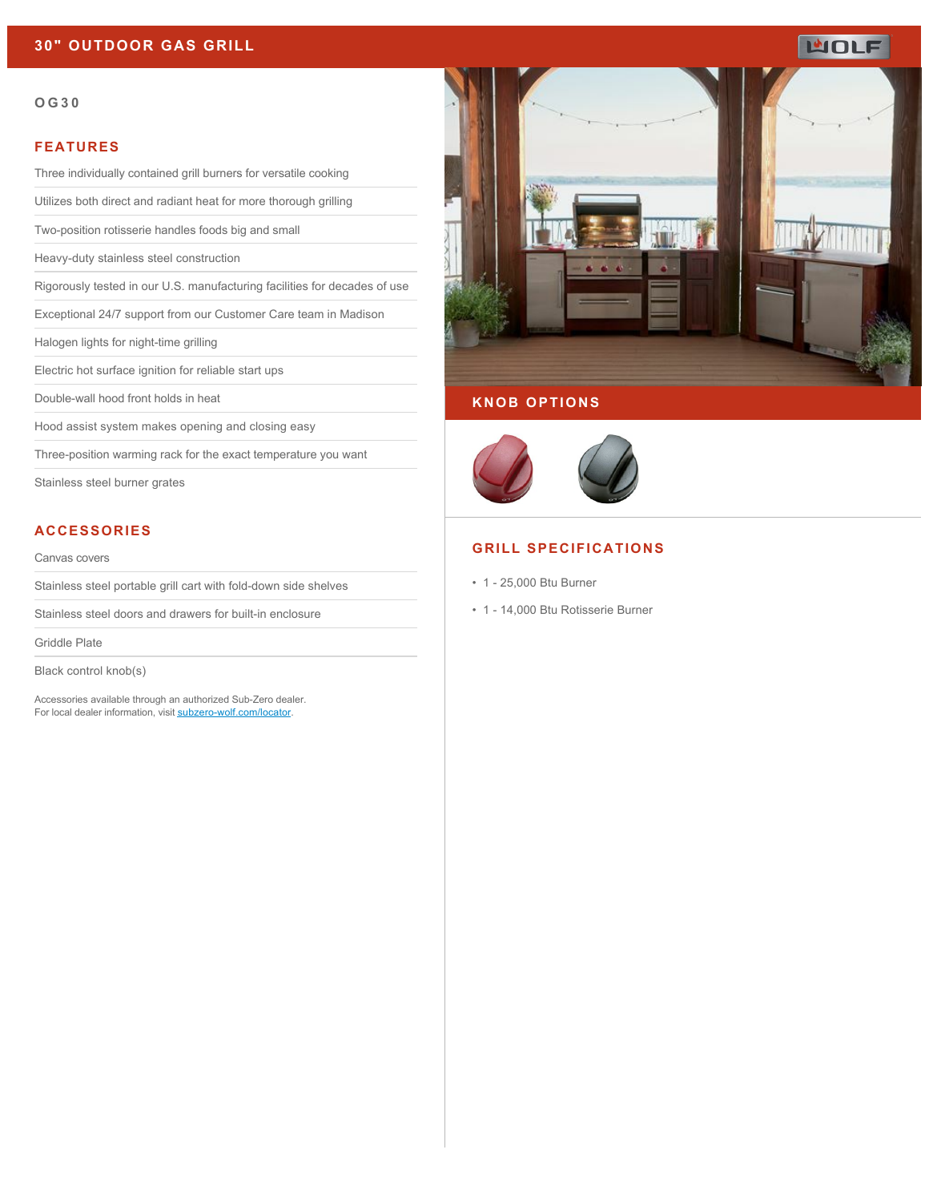# 30" OUTDOOR GAS GRILL

## OG30

### FEATURES

- Three individually contained grill burners for versatile cooking
- Utilizes both direct and radiant heat for more thorough grilling
- Two-position rotisserie handles foods big and small
- Heavy-duty stainless steel construction
- Rigorously tested in our U.S. manufacturing facilities for decades of use
- Exceptional 24/7 support from our Customer Care team in Madison
- Halogen lights for night-time grilling
- Electric hot surface ignition for reliable start ups
- Double-wall hood front holds in heat
- Hood assist system makes opening and closing easy
- Three-position warming rack for the exact temperature you want
- Stainless steel burner grates

### ACCESSORIES

- Canvas covers
- Stainless steel portable grill cart with fold-down side shelves
- Stainless steel doors and drawers for built-in enclosure
- Griddle Plate
- Black control knob(s)

Accessories available through an authorized Sub-Zero dealer.
For local dealer information, visit [subzero-wolf.com/locator](subzero-wolf.com/locator).

### KNOB OPTIONS

### GRILL SPECIFICATIONS

- 1 - 25,000 Btu Burner
- 1 - 14,000 Btu Rotisserie Burner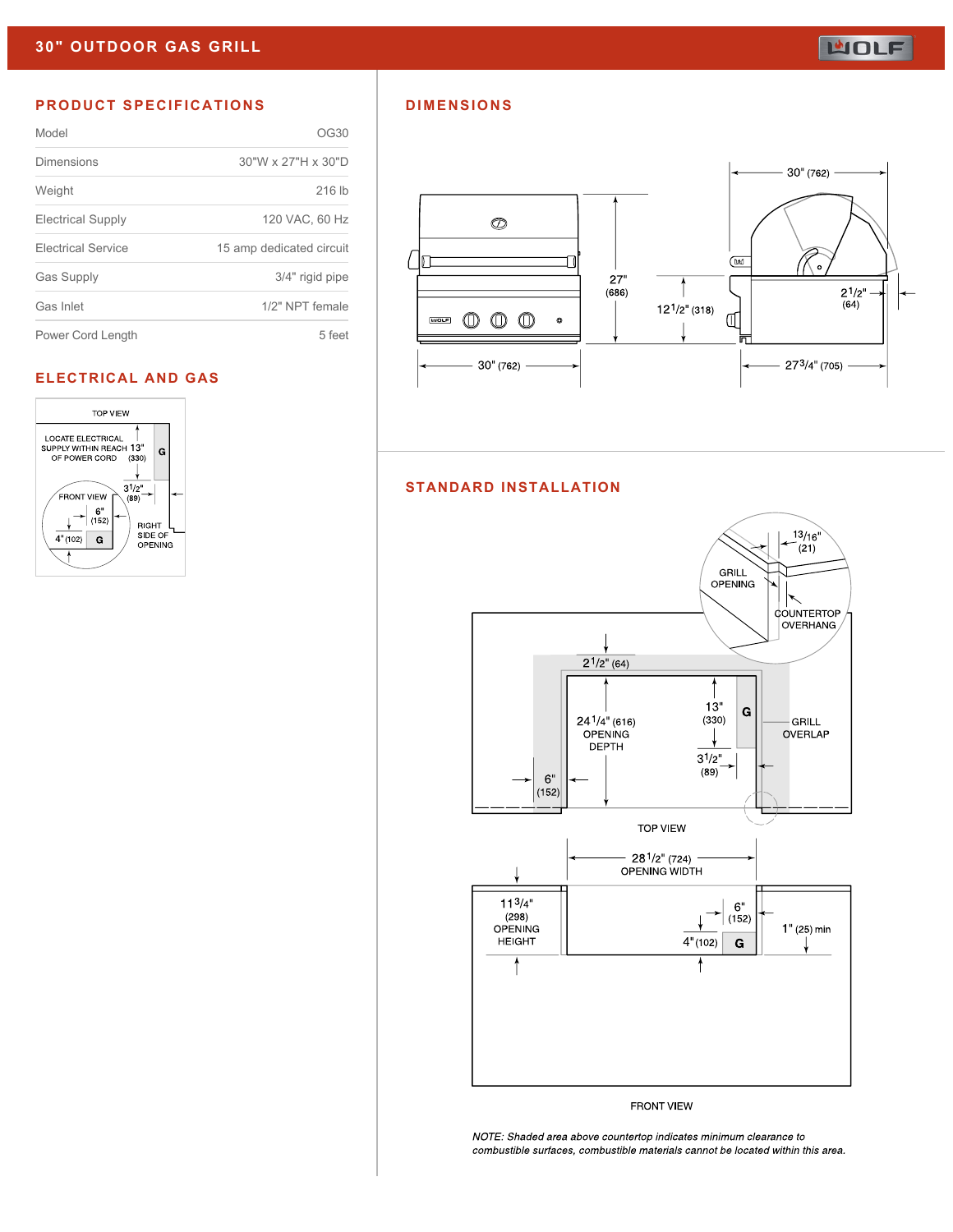# 30" OUTDOOR GAS GRILL

## PRODUCT SPECIFICATIONS

| | |
|---|---|
| Model | OG30 |
| Dimensions | 30"W x 27"H x 30"D |
| Weight | 216 lb |
| Electrical Supply | 120 VAC, 60 Hz |
| Electrical Service | 15 amp dedicated circuit |
| Gas Supply | 3/4" rigid pipe |
| Gas Inlet | 1/2" NPT female |
| Power Cord Length | 5 feet |

## ELECTRICAL AND GAS

TOP VIEW

LOCATE ELECTRICAL SUPPLY WITHIN REACH OF POWER CORD

13" (330)

G

3 1/2" (89)

FRONT VIEW

6" (152)

4" (102)

G

RIGHT SIDE OF OPENING

## DIMENSIONS

27" (686)

30" (762)

12 1/2" (318)

30" (762)

2 1/2" (64)

27 3/4" (705)

## STANDARD INSTALLATION

13/16" (21)

GRILL OPENING

COUNTERTOP OVERHANG

2 1/2" (64)

24 1/4" (616) OPENING DEPTH

13" (330)

G

GRILL OVERLAP

3 1/2" (89)

6" (152)

TOP VIEW

28 1/2" (724) OPENING WIDTH

11 3/4" (298) OPENING HEIGHT

6" (152)

4" (102)

G

1" (25) min

FRONT VIEW

*NOTE: Shaded area above countertop indicates minimum clearance to combustible surfaces, combustible materials cannot be located within this area.*